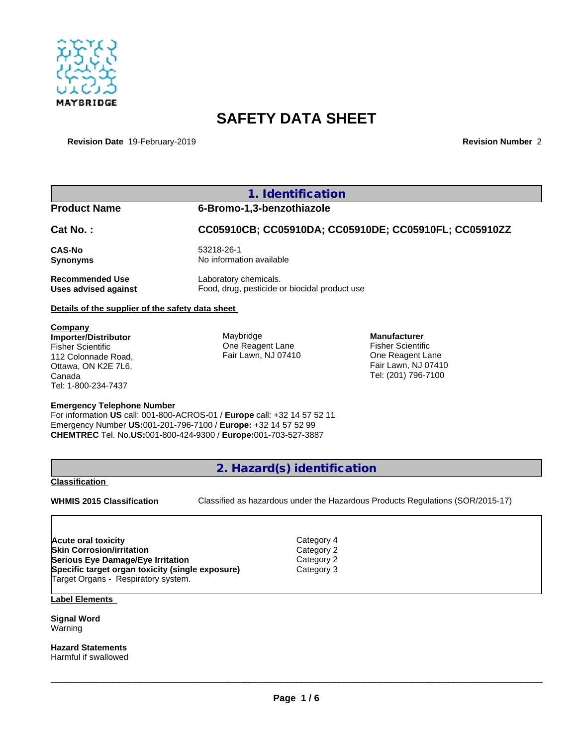MAYBRIDGE

# SAFETY DATA SHEET

**Revision Date** 19-February-2019 **Revision Number** 2

## 1. Identification

| | |
|---|---|
| **Product Name** | **6-Bromo-1,3-benzothiazole** |
| **Cat No. :** | **CC05910CB; CC05910DA; CC05910DE; CC05910FL; CC05910ZZ** |
| **CAS-No** | 53218-26-1 |
| **Synonyms** | No information available |
| **Recommended Use** | Laboratory chemicals. |
| **Uses advised against** | Food, drug, pesticide or biocidal product use |

**Details of the supplier of the safety data sheet**

**Company**
**Importer/Distributor**
Fisher Scientific
112 Colonnade Road,
Ottawa, ON K2E 7L6,
Canada
Tel: 1-800-234-7437

Maybridge
One Reagent Lane
Fair Lawn, NJ 07410

**Manufacturer**
Fisher Scientific
One Reagent Lane
Fair Lawn, NJ 07410
Tel: (201) 796-7100

**Emergency Telephone Number**
For information **US** call: 001-800-ACROS-01 / **Europe** call: +32 14 57 52 11
Emergency Number **US:**001-201-796-7100 / **Europe:** +32 14 57 52 99
**CHEMTREC** Tel. No.**US:**001-800-424-9300 / **Europe:**001-703-527-3887

## 2. Hazard(s) identification

**Classification**

**WHMIS 2015 Classification** Classified as hazardous under the Hazardous Products Regulations (SOR/2015-17)

| | |
|---|---|
| **Acute oral toxicity** | Category 4 |
| **Skin Corrosion/irritation** | Category 2 |
| **Serious Eye Damage/Eye Irritation** | Category 2 |
| **Specific target organ toxicity (single exposure)** | Category 3 |
| Target Organs - Respiratory system. | |

**Label Elements**

**Signal Word**
Warning

**Hazard Statements**
Harmful if swallowed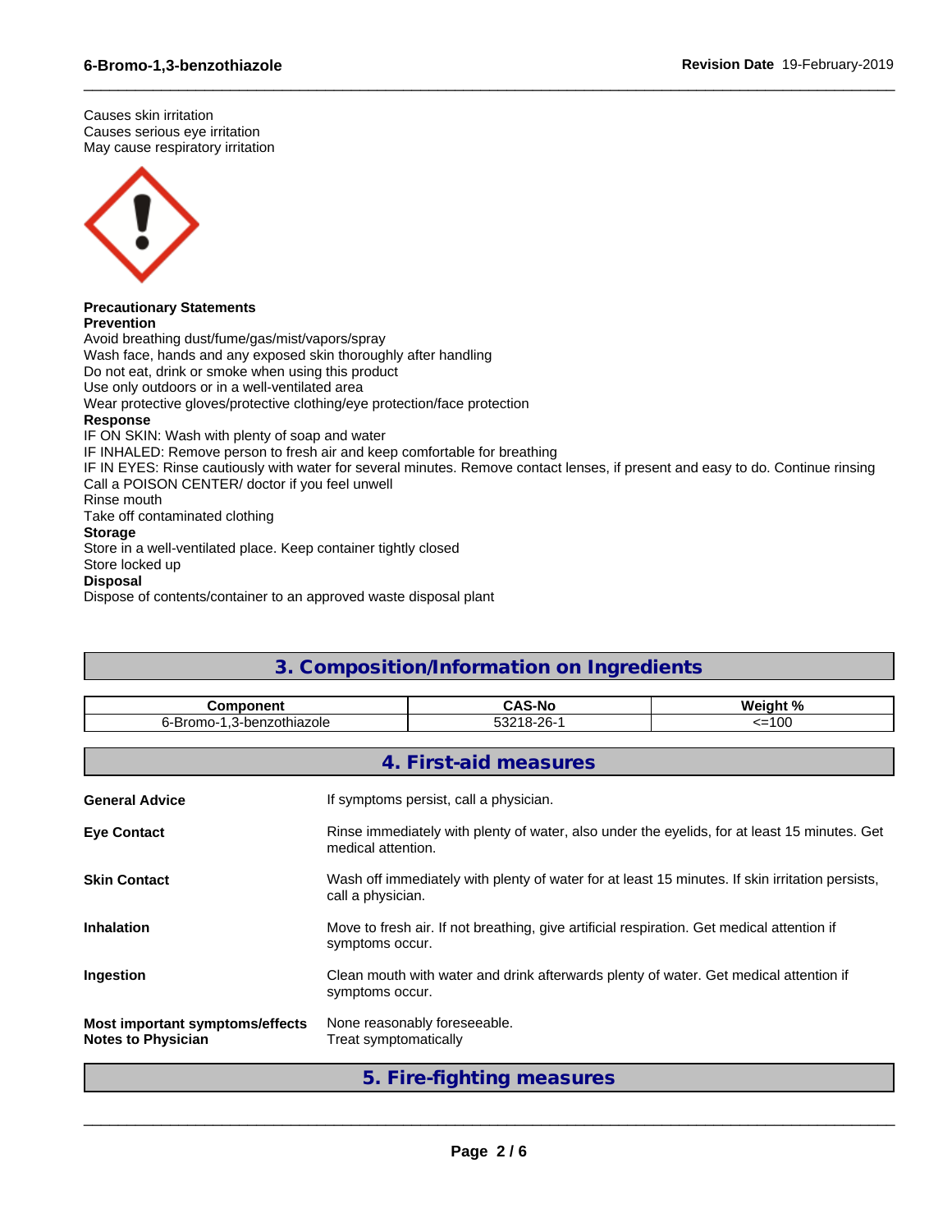Causes skin irritation
Causes serious eye irritation
May cause respiratory irritation

**Precautionary Statements**
**Prevention**
Avoid breathing dust/fume/gas/mist/vapors/spray
Wash face, hands and any exposed skin thoroughly after handling
Do not eat, drink or smoke when using this product
Use only outdoors or in a well-ventilated area
Wear protective gloves/protective clothing/eye protection/face protection
**Response**
IF ON SKIN: Wash with plenty of soap and water
IF INHALED: Remove person to fresh air and keep comfortable for breathing
IF IN EYES: Rinse cautiously with water for several minutes. Remove contact lenses, if present and easy to do. Continue rinsing
Call a POISON CENTER/ doctor if you feel unwell
Rinse mouth
Take off contaminated clothing
**Storage**
Store in a well-ventilated place. Keep container tightly closed
Store locked up
**Disposal**
Dispose of contents/container to an approved waste disposal plant

## 3. Composition/Information on Ingredients

| Component | CAS-No | Weight % |
|---|---|---|
| 6-Bromo-1,3-benzothiazole | 53218-26-1 | <=100 |

## 4. First-aid measures

**General Advice** If symptoms persist, call a physician.

**Eye Contact** Rinse immediately with plenty of water, also under the eyelids, for at least 15 minutes. Get medical attention.

**Skin Contact** Wash off immediately with plenty of water for at least 15 minutes. If skin irritation persists, call a physician.

**Inhalation** Move to fresh air. If not breathing, give artificial respiration. Get medical attention if symptoms occur.

**Ingestion** Clean mouth with water and drink afterwards plenty of water. Get medical attention if symptoms occur.

**Most important symptoms/effects** None reasonably foreseeable.
**Notes to Physician** Treat symptomatically

## 5. Fire-fighting measures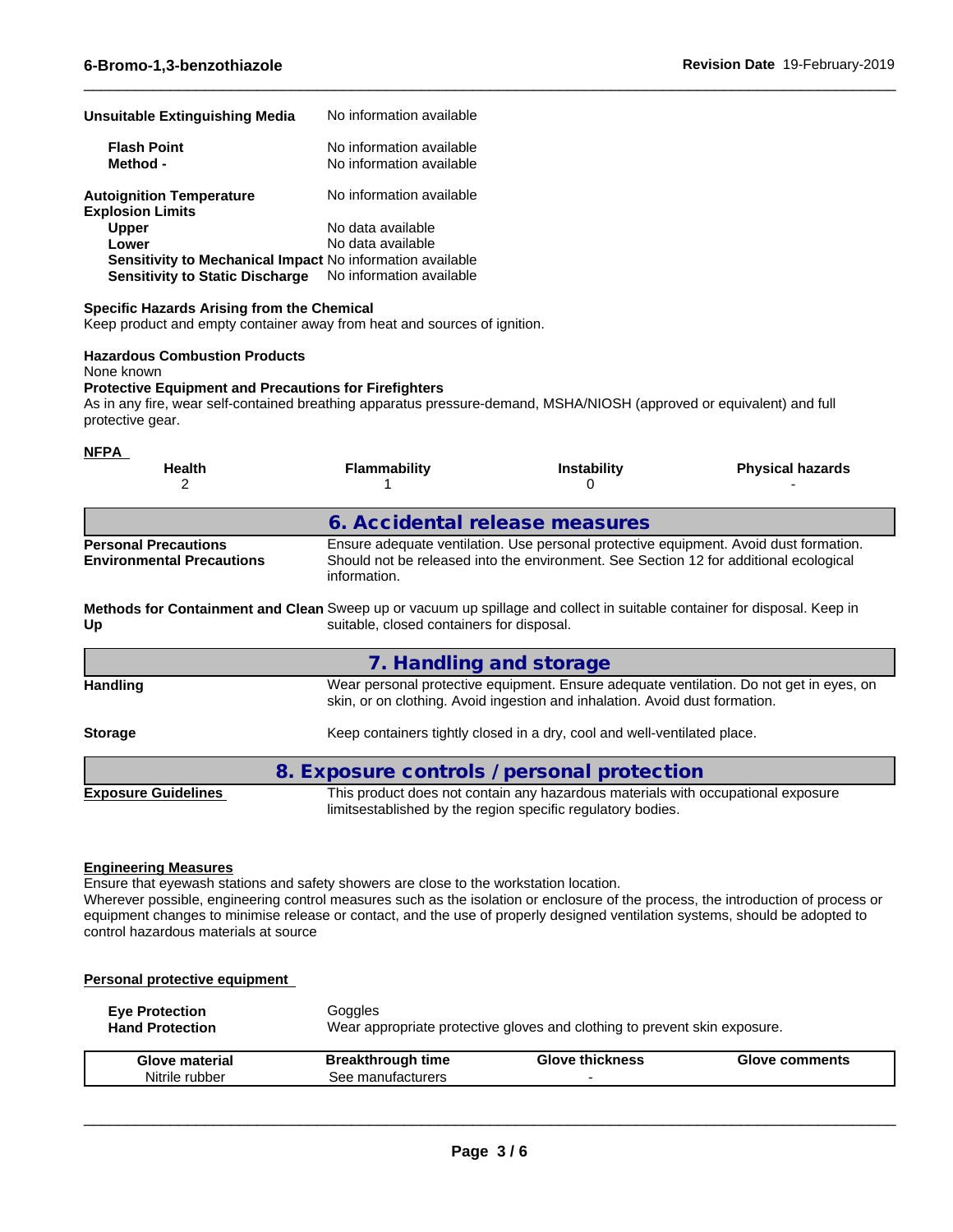**Unsuitable Extinguishing Media** No information available

**Flash Point** No information available
**Method -** No information available

**Autoignition Temperature** No information available
**Explosion Limits**
**Upper** No data available
**Lower** No data available
**Sensitivity to Mechanical Impact** No information available
**Sensitivity to Static Discharge** No information available

**Specific Hazards Arising from the Chemical**
Keep product and empty container away from heat and sources of ignition.

**Hazardous Combustion Products**
None known
**Protective Equipment and Precautions for Firefighters**
As in any fire, wear self-contained breathing apparatus pressure-demand, MSHA/NIOSH (approved or equivalent) and full protective gear.

**NFPA**

| Health | Flammability | Instability | Physical hazards |
|---|---|---|---|
| 2 | 1 | 0 | - |

## 6. Accidental release measures

**Personal Precautions** Ensure adequate ventilation. Use personal protective equipment. Avoid dust formation.
**Environmental Precautions** Should not be released into the environment. See Section 12 for additional ecological information.

**Methods for Containment and Clean Up** Sweep up or vacuum up spillage and collect in suitable container for disposal. Keep in suitable, closed containers for disposal.

## 7. Handling and storage

**Handling** Wear personal protective equipment. Ensure adequate ventilation. Do not get in eyes, on skin, or on clothing. Avoid ingestion and inhalation. Avoid dust formation.

**Storage** Keep containers tightly closed in a dry, cool and well-ventilated place.

## 8. Exposure controls / personal protection

**Exposure Guidelines** This product does not contain any hazardous materials with occupational exposure limitsestablished by the region specific regulatory bodies.

**Engineering Measures**
Ensure that eyewash stations and safety showers are close to the workstation location.
Wherever possible, engineering control measures such as the isolation or enclosure of the process, the introduction of process or equipment changes to minimise release or contact, and the use of properly designed ventilation systems, should be adopted to control hazardous materials at source

**Personal protective equipment**

**Eye Protection** Goggles
**Hand Protection** Wear appropriate protective gloves and clothing to prevent skin exposure.

| Glove material | Breakthrough time | Glove thickness | Glove comments |
|---|---|---|---|
| Nitrile rubber | See manufacturers | - | |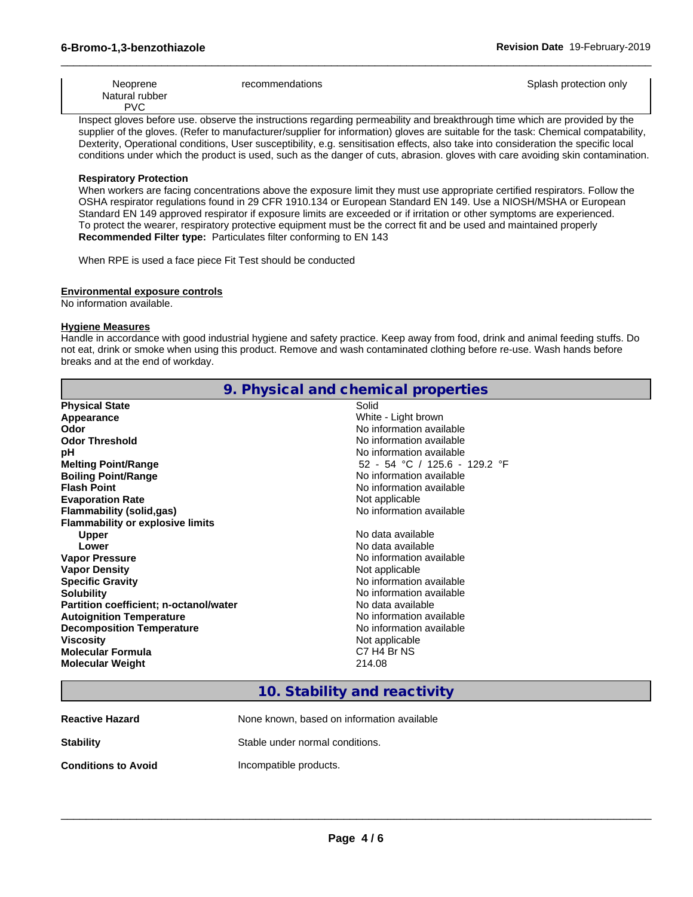| | | |
|---|---|---|
| Neoprene<br>Natural rubber<br>PVC | recommendations | Splash protection only |

Inspect gloves before use. observe the instructions regarding permeability and breakthrough time which are provided by the supplier of the gloves. (Refer to manufacturer/supplier for information) gloves are suitable for the task: Chemical compatability, Dexterity, Operational conditions, User susceptibility, e.g. sensitisation effects, also take into consideration the specific local conditions under which the product is used, such as the danger of cuts, abrasion. gloves with care avoiding skin contamination.

**Respiratory Protection**

When workers are facing concentrations above the exposure limit they must use appropriate certified respirators. Follow the OSHA respirator regulations found in 29 CFR 1910.134 or European Standard EN 149. Use a NIOSH/MSHA or European Standard EN 149 approved respirator if exposure limits are exceeded or if irritation or other symptoms are experienced. To protect the wearer, respiratory protective equipment must be the correct fit and be used and maintained properly

**Recommended Filter type:** Particulates filter conforming to EN 143

When RPE is used a face piece Fit Test should be conducted

**Environmental exposure controls**

No information available.

**Hygiene Measures**

Handle in accordance with good industrial hygiene and safety practice. Keep away from food, drink and animal feeding stuffs. Do not eat, drink or smoke when using this product. Remove and wash contaminated clothing before re-use. Wash hands before breaks and at the end of workday.

## 9. Physical and chemical properties

| | |
|---|---|
| **Physical State** | Solid |
| **Appearance** | White - Light brown |
| **Odor** | No information available |
| **Odor Threshold** | No information available |
| **pH** | No information available |
| **Melting Point/Range** | 52 - 54 °C / 125.6 - 129.2 °F |
| **Boiling Point/Range** | No information available |
| **Flash Point** | No information available |
| **Evaporation Rate** | Not applicable |
| **Flammability (solid,gas)** | No information available |
| **Flammability or explosive limits** | |
| **Upper** | No data available |
| **Lower** | No data available |
| **Vapor Pressure** | No information available |
| **Vapor Density** | Not applicable |
| **Specific Gravity** | No information available |
| **Solubility** | No information available |
| **Partition coefficient; n-octanol/water** | No data available |
| **Autoignition Temperature** | No information available |
| **Decomposition Temperature** | No information available |
| **Viscosity** | Not applicable |
| **Molecular Formula** | C7 H4 Br NS |
| **Molecular Weight** | 214.08 |

## 10. Stability and reactivity

| | |
|---|---|
| **Reactive Hazard** | None known, based on information available |
| **Stability** | Stable under normal conditions. |
| **Conditions to Avoid** | Incompatible products. |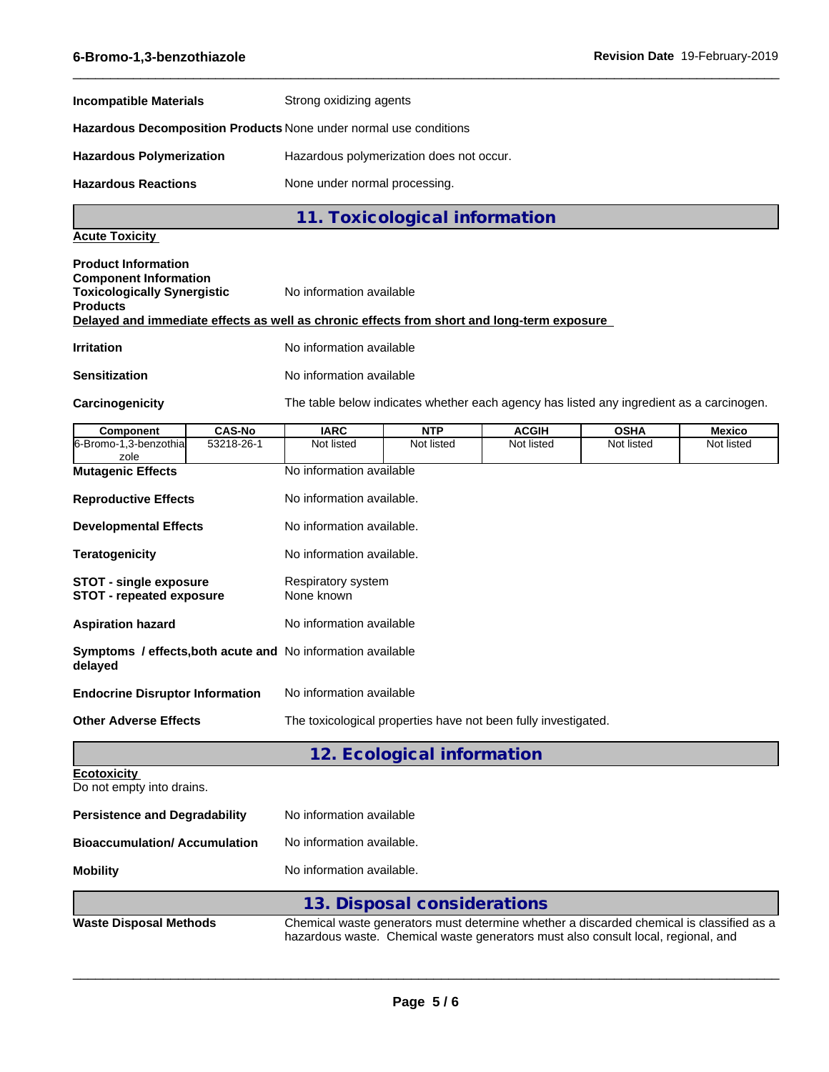**Incompatible Materials** Strong oxidizing agents

**Hazardous Decomposition Products** None under normal use conditions

**Hazardous Polymerization** Hazardous polymerization does not occur.

**Hazardous Reactions** None under normal processing.

## 11. Toxicological information

**Acute Toxicity**

**Product Information**
**Component Information**
**Toxicologically Synergistic Products** No information available

**Delayed and immediate effects as well as chronic effects from short and long-term exposure**

**Irritation** No information available

**Sensitization** No information available

**Carcinogenicity** The table below indicates whether each agency has listed any ingredient as a carcinogen.

| Component | CAS-No | IARC | NTP | ACGIH | OSHA | Mexico |
|---|---|---|---|---|---|---|
| 6-Bromo-1,3-benzothiazole | 53218-26-1 | Not listed | Not listed | Not listed | Not listed | Not listed |

**Mutagenic Effects** No information available

**Reproductive Effects** No information available.

**Developmental Effects** No information available.

**Teratogenicity** No information available.

**STOT - single exposure** Respiratory system
**STOT - repeated exposure** None known

**Aspiration hazard** No information available

**Symptoms / effects,both acute and delayed** No information available

**Endocrine Disruptor Information** No information available

**Other Adverse Effects** The toxicological properties have not been fully investigated.

## 12. Ecological information

**Ecotoxicity**
Do not empty into drains.

**Persistence and Degradability** No information available

**Bioaccumulation/ Accumulation** No information available.

**Mobility** No information available.

## 13. Disposal considerations

**Waste Disposal Methods** Chemical waste generators must determine whether a discarded chemical is classified as a hazardous waste. Chemical waste generators must also consult local, regional, and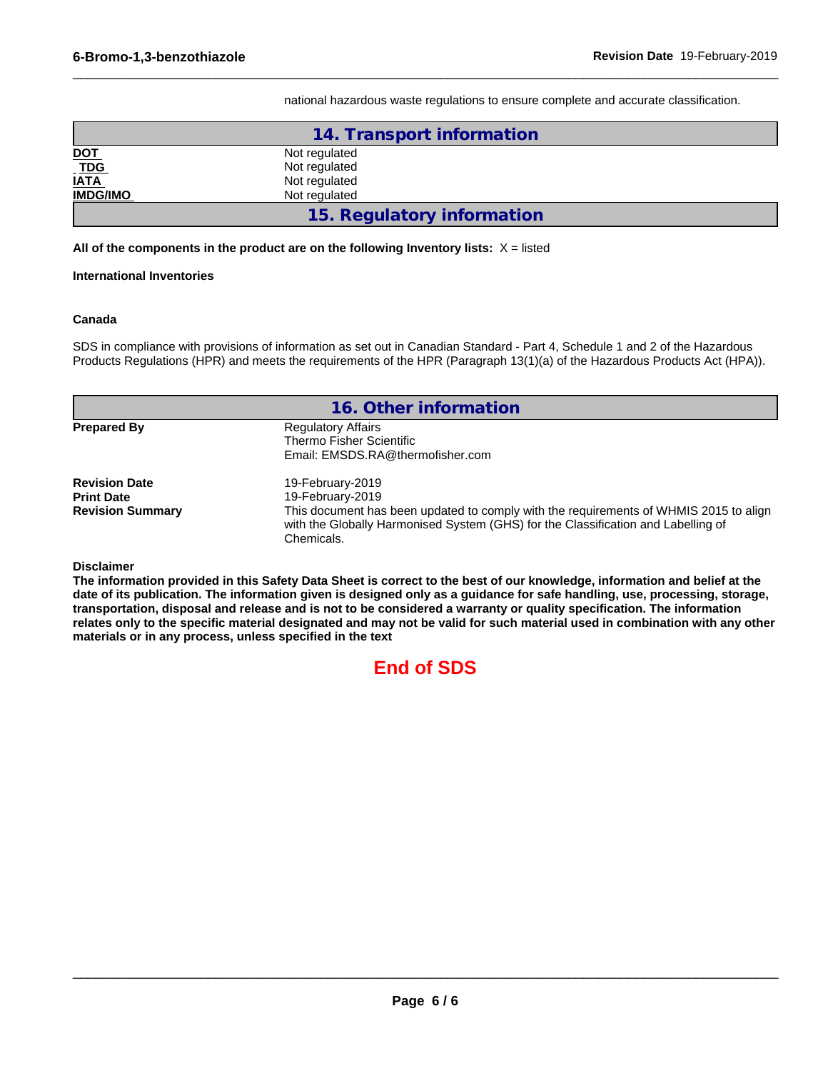national hazardous waste regulations to ensure complete and accurate classification.

## 14. Transport information

| | |
|---|---|
| **DOT** | Not regulated |
| **TDG** | Not regulated |
| **IATA** | Not regulated |
| **IMDG/IMO** | Not regulated |

## 15. Regulatory information

**All of the components in the product are on the following Inventory lists:** X = listed

**International Inventories**

**Canada**

SDS in compliance with provisions of information as set out in Canadian Standard - Part 4, Schedule 1 and 2 of the Hazardous Products Regulations (HPR) and meets the requirements of the HPR (Paragraph 13(1)(a) of the Hazardous Products Act (HPA)).

## 16. Other information

| | |
|---|---|
| **Prepared By** | Regulatory Affairs<br>Thermo Fisher Scientific<br>Email: EMSDS.RA@thermofisher.com |
| **Revision Date** | 19-February-2019 |
| **Print Date** | 19-February-2019 |
| **Revision Summary** | This document has been updated to comply with the requirements of WHMIS 2015 to align with the Globally Harmonised System (GHS) for the Classification and Labelling of Chemicals. |

**Disclaimer**

**The information provided in this Safety Data Sheet is correct to the best of our knowledge, information and belief at the date of its publication. The information given is designed only as a guidance for safe handling, use, processing, storage, transportation, disposal and release and is not to be considered a warranty or quality specification. The information relates only to the specific material designated and may not be valid for such material used in combination with any other materials or in any process, unless specified in the text**

**End of SDS**